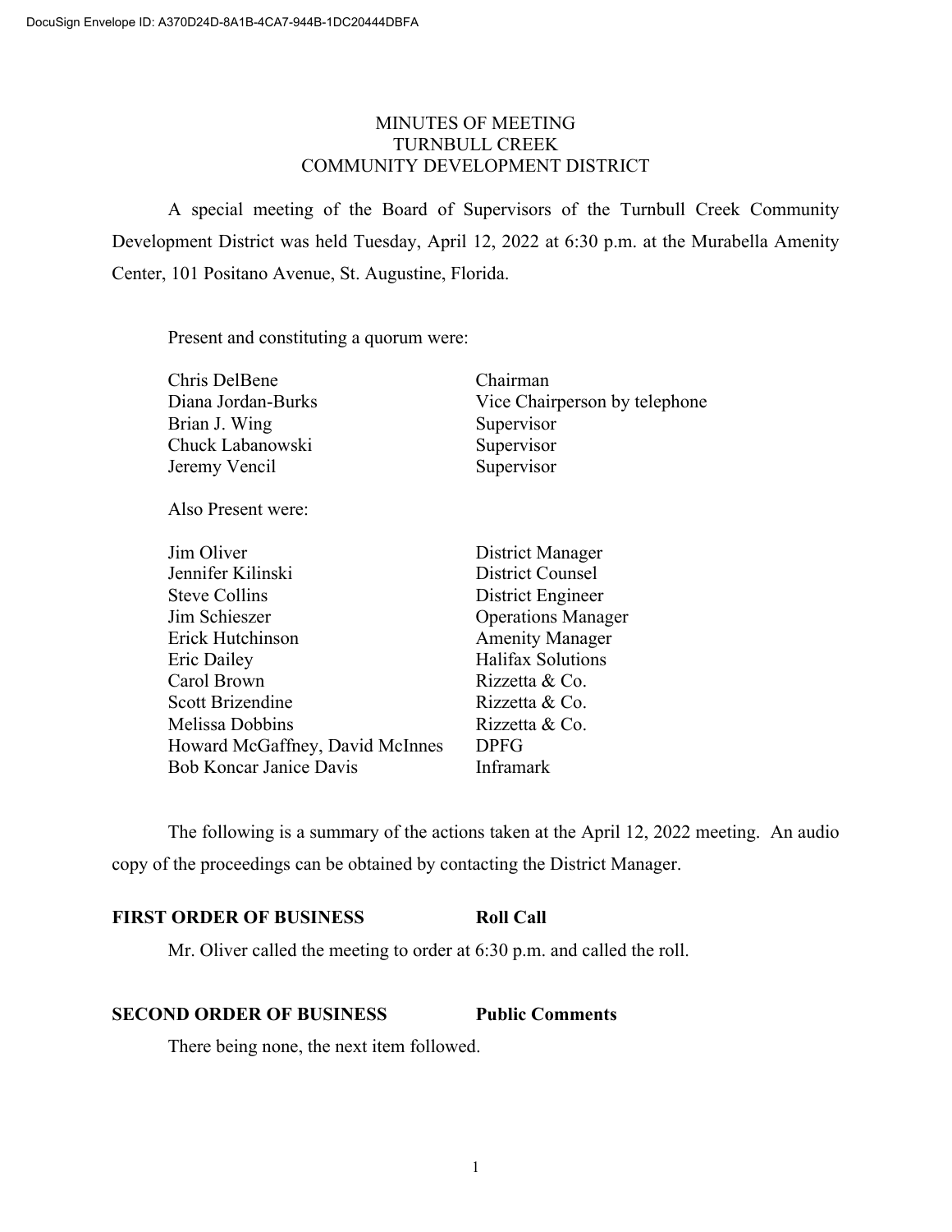DocuSign Envelope ID: A370D24D-8A1B-4CA7-944B-1DC20444DBFA

# MINUTES OF MEETING
# TURNBULL CREEK
# COMMUNITY DEVELOPMENT DISTRICT

A special meeting of the Board of Supervisors of the Turnbull Creek Community Development District was held Tuesday, April 12, 2022 at 6:30 p.m. at the Murabella Amenity Center, 101 Positano Avenue, St. Augustine, Florida.

Present and constituting a quorum were:

| | |
|---|---|
| Chris DelBene | Chairman |
| Diana Jordan-Burks | Vice Chairperson by telephone |
| Brian J. Wing | Supervisor |
| Chuck Labanowski | Supervisor |
| Jeremy Vencil | Supervisor |

Also Present were:

| | |
|---|---|
| Jim Oliver | District Manager |
| Jennifer Kilinski | District Counsel |
| Steve Collins | District Engineer |
| Jim Schieszer | Operations Manager |
| Erick Hutchinson | Amenity Manager |
| Eric Dailey | Halifax Solutions |
| Carol Brown | Rizzetta & Co. |
| Scott Brizendine | Rizzetta & Co. |
| Melissa Dobbins | Rizzetta & Co. |
| Howard McGaffney, David McInnes | DPFG |
| Bob Koncar Janice Davis | Inframark |

The following is a summary of the actions taken at the April 12, 2022 meeting. An audio copy of the proceedings can be obtained by contacting the District Manager.

**FIRST ORDER OF BUSINESS Roll Call**

Mr. Oliver called the meeting to order at 6:30 p.m. and called the roll.

**SECOND ORDER OF BUSINESS Public Comments**

There being none, the next item followed.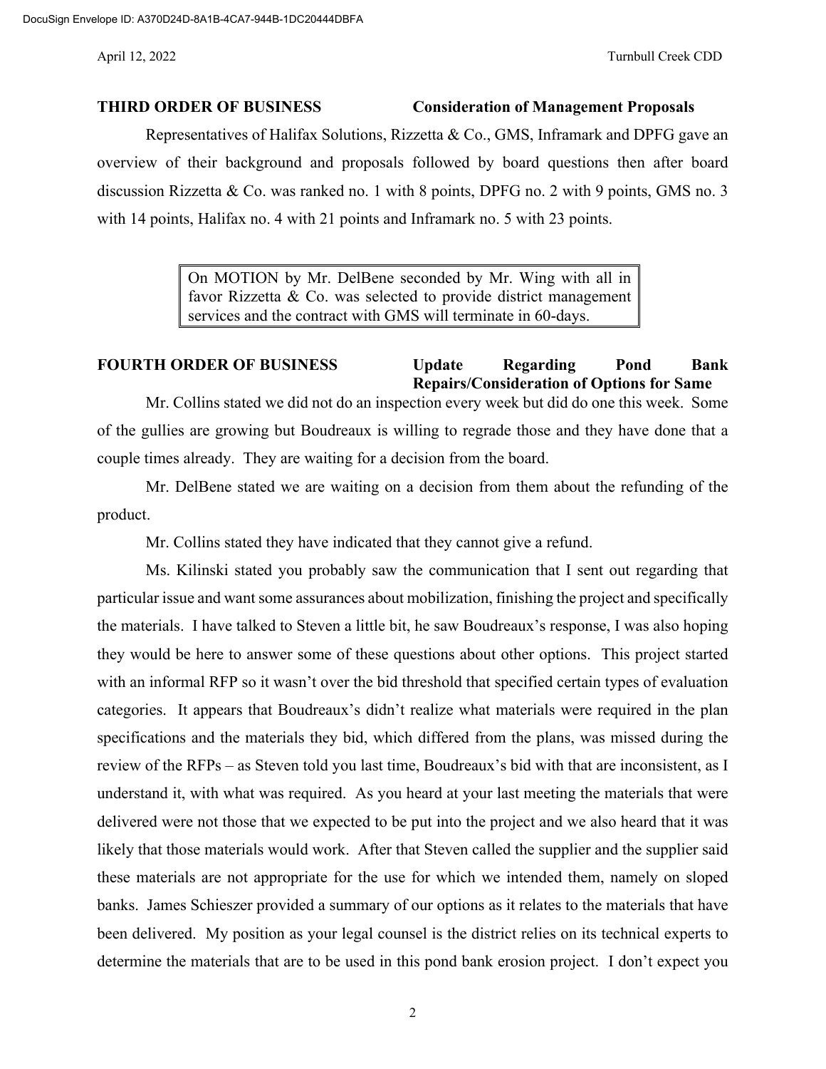**THIRD ORDER OF BUSINESS** **Consideration of Management Proposals**

Representatives of Halifax Solutions, Rizzetta & Co., GMS, Inframark and DPFG gave an overview of their background and proposals followed by board questions then after board discussion Rizzetta & Co. was ranked no. 1 with 8 points, DPFG no. 2 with 9 points, GMS no. 3 with 14 points, Halifax no. 4 with 21 points and Inframark no. 5 with 23 points.

> On MOTION by Mr. DelBene seconded by Mr. Wing with all in favor Rizzetta & Co. was selected to provide district management services and the contract with GMS will terminate in 60-days.

**FOURTH ORDER OF BUSINESS** **Update Regarding Pond Bank Repairs/Consideration of Options for Same**

Mr. Collins stated we did not do an inspection every week but did do one this week. Some of the gullies are growing but Boudreaux is willing to regrade those and they have done that a couple times already. They are waiting for a decision from the board.

Mr. DelBene stated we are waiting on a decision from them about the refunding of the product.

Mr. Collins stated they have indicated that they cannot give a refund.

Ms. Kilinski stated you probably saw the communication that I sent out regarding that particular issue and want some assurances about mobilization, finishing the project and specifically the materials. I have talked to Steven a little bit, he saw Boudreaux's response, I was also hoping they would be here to answer some of these questions about other options. This project started with an informal RFP so it wasn't over the bid threshold that specified certain types of evaluation categories. It appears that Boudreaux's didn't realize what materials were required in the plan specifications and the materials they bid, which differed from the plans, was missed during the review of the RFPs – as Steven told you last time, Boudreaux's bid with that are inconsistent, as I understand it, with what was required. As you heard at your last meeting the materials that were delivered were not those that we expected to be put into the project and we also heard that it was likely that those materials would work. After that Steven called the supplier and the supplier said these materials are not appropriate for the use for which we intended them, namely on sloped banks. James Schieszer provided a summary of our options as it relates to the materials that have been delivered. My position as your legal counsel is the district relies on its technical experts to determine the materials that are to be used in this pond bank erosion project. I don't expect you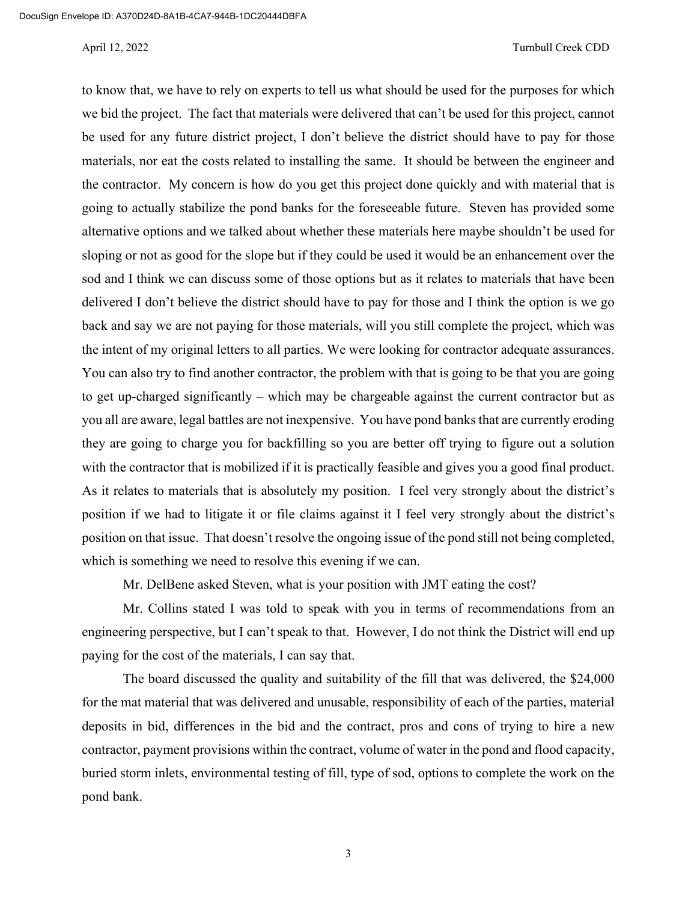to know that, we have to rely on experts to tell us what should be used for the purposes for which we bid the project. The fact that materials were delivered that can't be used for this project, cannot be used for any future district project, I don't believe the district should have to pay for those materials, nor eat the costs related to installing the same. It should be between the engineer and the contractor. My concern is how do you get this project done quickly and with material that is going to actually stabilize the pond banks for the foreseeable future. Steven has provided some alternative options and we talked about whether these materials here maybe shouldn't be used for sloping or not as good for the slope but if they could be used it would be an enhancement over the sod and I think we can discuss some of those options but as it relates to materials that have been delivered I don't believe the district should have to pay for those and I think the option is we go back and say we are not paying for those materials, will you still complete the project, which was the intent of my original letters to all parties. We were looking for contractor adequate assurances. You can also try to find another contractor, the problem with that is going to be that you are going to get up-charged significantly – which may be chargeable against the current contractor but as you all are aware, legal battles are not inexpensive. You have pond banks that are currently eroding they are going to charge you for backfilling so you are better off trying to figure out a solution with the contractor that is mobilized if it is practically feasible and gives you a good final product. As it relates to materials that is absolutely my position. I feel very strongly about the district's position if we had to litigate it or file claims against it I feel very strongly about the district's position on that issue. That doesn't resolve the ongoing issue of the pond still not being completed, which is something we need to resolve this evening if we can.

Mr. DelBene asked Steven, what is your position with JMT eating the cost?

Mr. Collins stated I was told to speak with you in terms of recommendations from an engineering perspective, but I can't speak to that. However, I do not think the District will end up paying for the cost of the materials, I can say that.

The board discussed the quality and suitability of the fill that was delivered, the $24,000 for the mat material that was delivered and unusable, responsibility of each of the parties, material deposits in bid, differences in the bid and the contract, pros and cons of trying to hire a new contractor, payment provisions within the contract, volume of water in the pond and flood capacity, buried storm inlets, environmental testing of fill, type of sod, options to complete the work on the pond bank.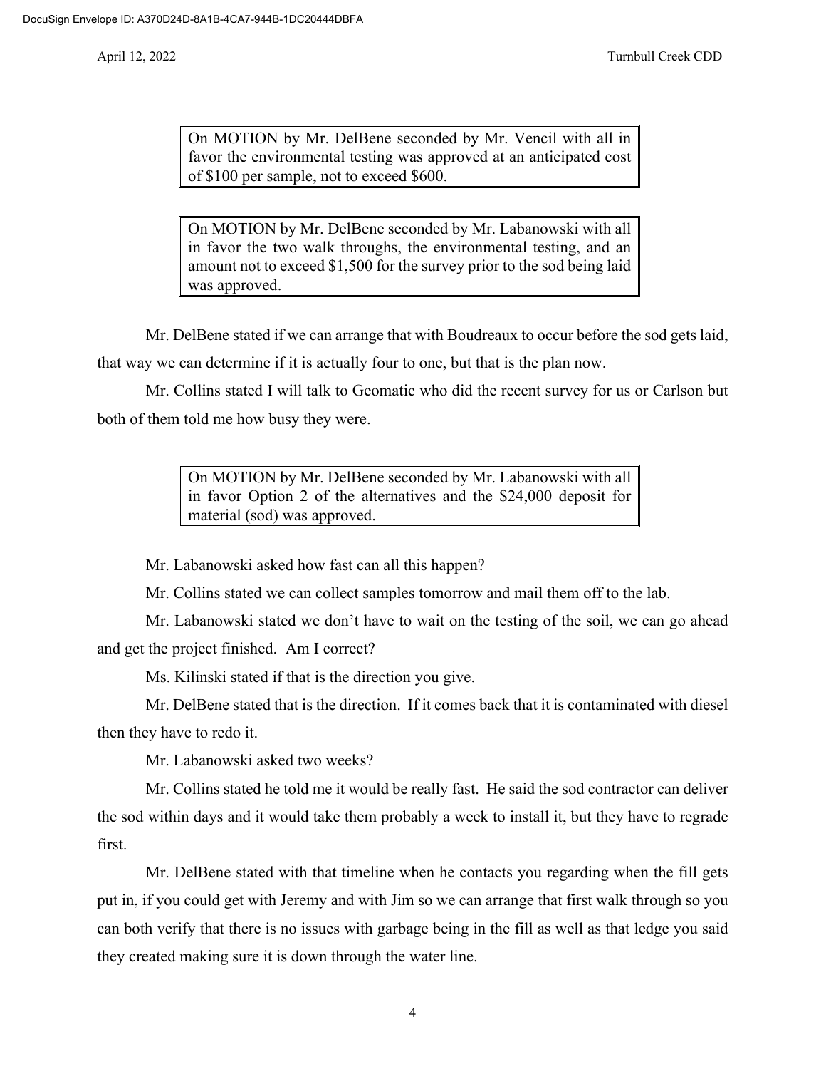> On MOTION by Mr. DelBene seconded by Mr. Vencil with all in favor the environmental testing was approved at an anticipated cost of $100 per sample, not to exceed $600.

> On MOTION by Mr. DelBene seconded by Mr. Labanowski with all in favor the two walk throughs, the environmental testing, and an amount not to exceed $1,500 for the survey prior to the sod being laid was approved.

Mr. DelBene stated if we can arrange that with Boudreaux to occur before the sod gets laid, that way we can determine if it is actually four to one, but that is the plan now.

Mr. Collins stated I will talk to Geomatic who did the recent survey for us or Carlson but both of them told me how busy they were.

> On MOTION by Mr. DelBene seconded by Mr. Labanowski with all in favor Option 2 of the alternatives and the $24,000 deposit for material (sod) was approved.

Mr. Labanowski asked how fast can all this happen?

Mr. Collins stated we can collect samples tomorrow and mail them off to the lab.

Mr. Labanowski stated we don't have to wait on the testing of the soil, we can go ahead and get the project finished. Am I correct?

Ms. Kilinski stated if that is the direction you give.

Mr. DelBene stated that is the direction. If it comes back that it is contaminated with diesel then they have to redo it.

Mr. Labanowski asked two weeks?

Mr. Collins stated he told me it would be really fast. He said the sod contractor can deliver the sod within days and it would take them probably a week to install it, but they have to regrade first.

Mr. DelBene stated with that timeline when he contacts you regarding when the fill gets put in, if you could get with Jeremy and with Jim so we can arrange that first walk through so you can both verify that there is no issues with garbage being in the fill as well as that ledge you said they created making sure it is down through the water line.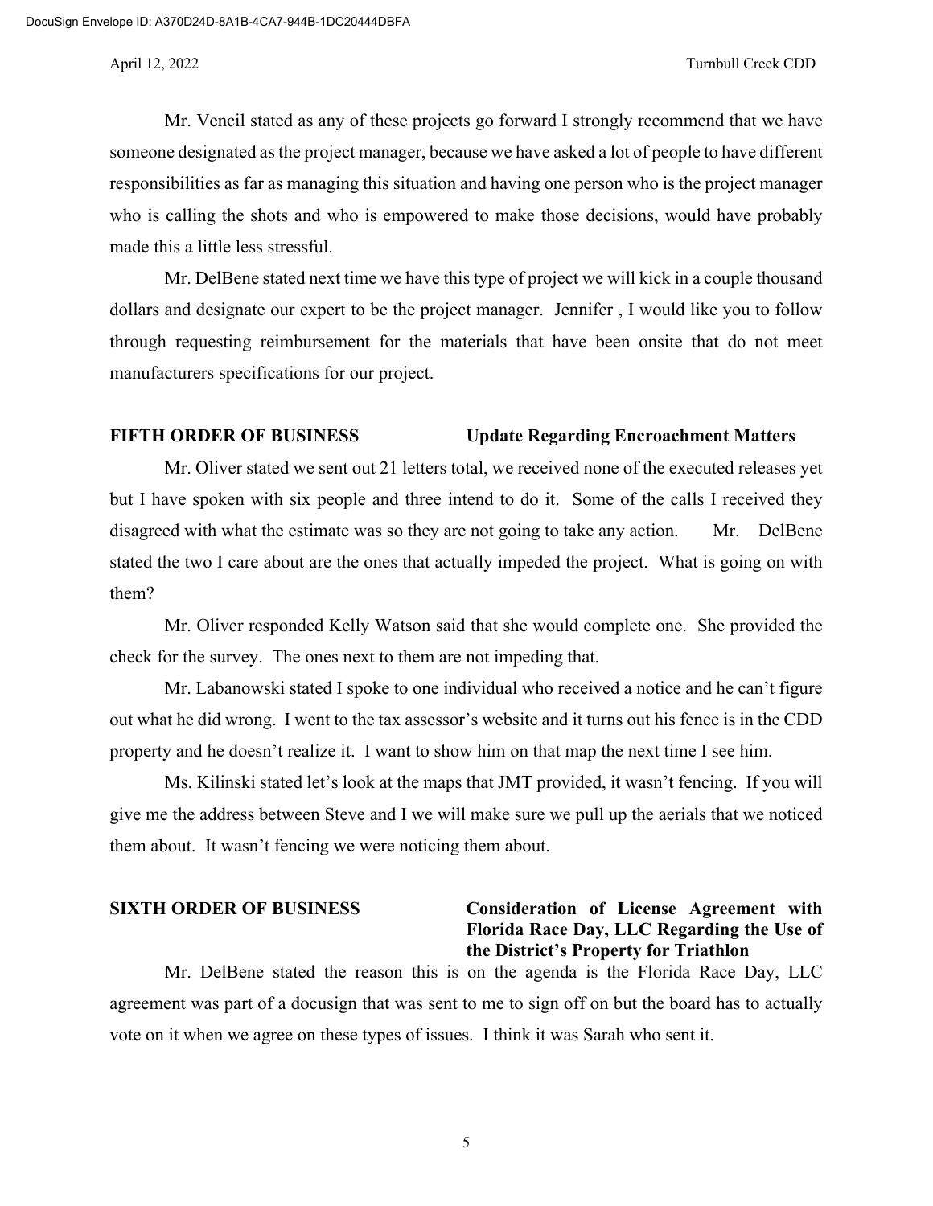Mr. Vencil stated as any of these projects go forward I strongly recommend that we have someone designated as the project manager, because we have asked a lot of people to have different responsibilities as far as managing this situation and having one person who is the project manager who is calling the shots and who is empowered to make those decisions, would have probably made this a little less stressful.

Mr. DelBene stated next time we have this type of project we will kick in a couple thousand dollars and designate our expert to be the project manager. Jennifer , I would like you to follow through requesting reimbursement for the materials that have been onsite that do not meet manufacturers specifications for our project.

**FIFTH ORDER OF BUSINESS** **Update Regarding Encroachment Matters**

Mr. Oliver stated we sent out 21 letters total, we received none of the executed releases yet but I have spoken with six people and three intend to do it. Some of the calls I received they disagreed with what the estimate was so they are not going to take any action. Mr. DelBene stated the two I care about are the ones that actually impeded the project. What is going on with them?

Mr. Oliver responded Kelly Watson said that she would complete one. She provided the check for the survey. The ones next to them are not impeding that.

Mr. Labanowski stated I spoke to one individual who received a notice and he can't figure out what he did wrong. I went to the tax assessor's website and it turns out his fence is in the CDD property and he doesn't realize it. I want to show him on that map the next time I see him.

Ms. Kilinski stated let's look at the maps that JMT provided, it wasn't fencing. If you will give me the address between Steve and I we will make sure we pull up the aerials that we noticed them about. It wasn't fencing we were noticing them about.

**SIXTH ORDER OF BUSINESS** **Consideration of License Agreement with Florida Race Day, LLC Regarding the Use of the District's Property for Triathlon**

Mr. DelBene stated the reason this is on the agenda is the Florida Race Day, LLC agreement was part of a docusign that was sent to me to sign off on but the board has to actually vote on it when we agree on these types of issues. I think it was Sarah who sent it.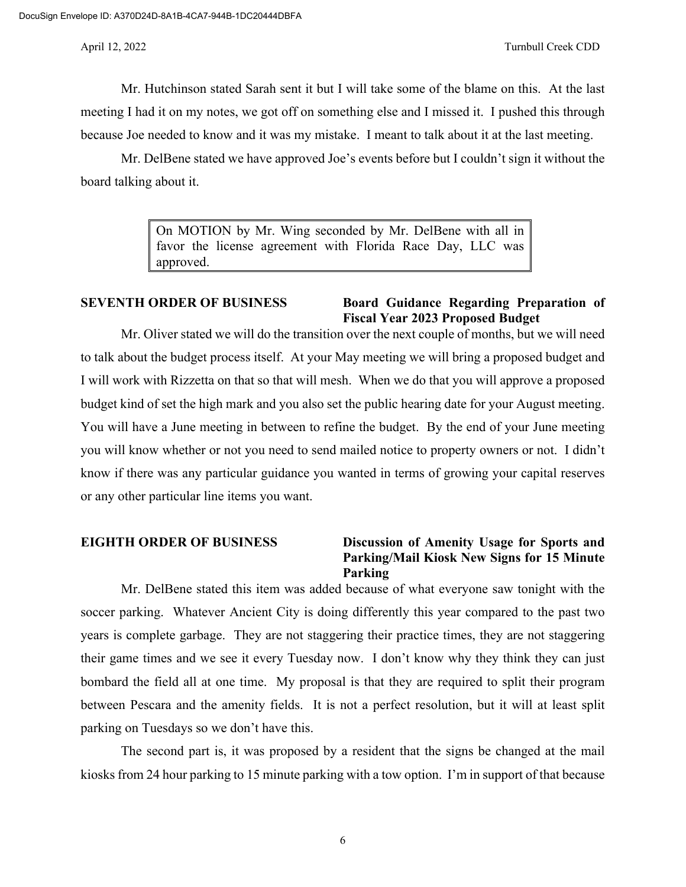Mr. Hutchinson stated Sarah sent it but I will take some of the blame on this. At the last meeting I had it on my notes, we got off on something else and I missed it. I pushed this through because Joe needed to know and it was my mistake. I meant to talk about it at the last meeting.

Mr. DelBene stated we have approved Joe's events before but I couldn't sign it without the board talking about it.

> On MOTION by Mr. Wing seconded by Mr. DelBene with all in favor the license agreement with Florida Race Day, LLC was approved.

**SEVENTH ORDER OF BUSINESS — Board Guidance Regarding Preparation of Fiscal Year 2023 Proposed Budget**

Mr. Oliver stated we will do the transition over the next couple of months, but we will need to talk about the budget process itself. At your May meeting we will bring a proposed budget and I will work with Rizzetta on that so that will mesh. When we do that you will approve a proposed budget kind of set the high mark and you also set the public hearing date for your August meeting. You will have a June meeting in between to refine the budget. By the end of your June meeting you will know whether or not you need to send mailed notice to property owners or not. I didn't know if there was any particular guidance you wanted in terms of growing your capital reserves or any other particular line items you want.

**EIGHTH ORDER OF BUSINESS — Discussion of Amenity Usage for Sports and Parking/Mail Kiosk New Signs for 15 Minute Parking**

Mr. DelBene stated this item was added because of what everyone saw tonight with the soccer parking. Whatever Ancient City is doing differently this year compared to the past two years is complete garbage. They are not staggering their practice times, they are not staggering their game times and we see it every Tuesday now. I don't know why they think they can just bombard the field all at one time. My proposal is that they are required to split their program between Pescara and the amenity fields. It is not a perfect resolution, but it will at least split parking on Tuesdays so we don't have this.

The second part is, it was proposed by a resident that the signs be changed at the mail kiosks from 24 hour parking to 15 minute parking with a tow option. I'm in support of that because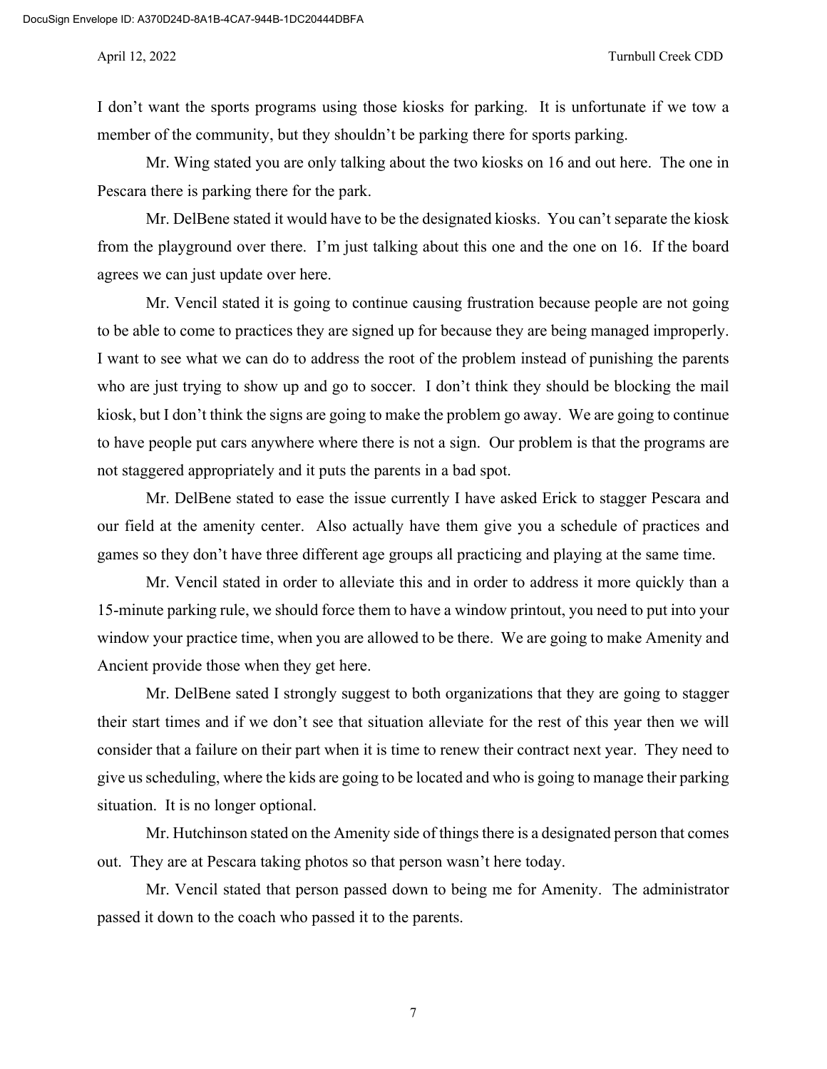I don't want the sports programs using those kiosks for parking. It is unfortunate if we tow a member of the community, but they shouldn't be parking there for sports parking.

Mr. Wing stated you are only talking about the two kiosks on 16 and out here. The one in Pescara there is parking there for the park.

Mr. DelBene stated it would have to be the designated kiosks. You can't separate the kiosk from the playground over there. I'm just talking about this one and the one on 16. If the board agrees we can just update over here.

Mr. Vencil stated it is going to continue causing frustration because people are not going to be able to come to practices they are signed up for because they are being managed improperly. I want to see what we can do to address the root of the problem instead of punishing the parents who are just trying to show up and go to soccer. I don't think they should be blocking the mail kiosk, but I don't think the signs are going to make the problem go away. We are going to continue to have people put cars anywhere where there is not a sign. Our problem is that the programs are not staggered appropriately and it puts the parents in a bad spot.

Mr. DelBene stated to ease the issue currently I have asked Erick to stagger Pescara and our field at the amenity center. Also actually have them give you a schedule of practices and games so they don't have three different age groups all practicing and playing at the same time.

Mr. Vencil stated in order to alleviate this and in order to address it more quickly than a 15-minute parking rule, we should force them to have a window printout, you need to put into your window your practice time, when you are allowed to be there. We are going to make Amenity and Ancient provide those when they get here.

Mr. DelBene sated I strongly suggest to both organizations that they are going to stagger their start times and if we don't see that situation alleviate for the rest of this year then we will consider that a failure on their part when it is time to renew their contract next year. They need to give us scheduling, where the kids are going to be located and who is going to manage their parking situation. It is no longer optional.

Mr. Hutchinson stated on the Amenity side of things there is a designated person that comes out. They are at Pescara taking photos so that person wasn't here today.

Mr. Vencil stated that person passed down to being me for Amenity. The administrator passed it down to the coach who passed it to the parents.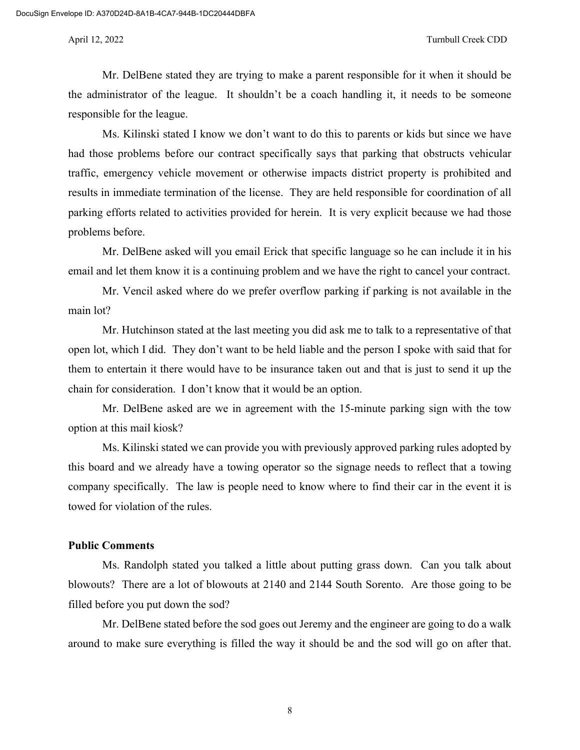Mr. DelBene stated they are trying to make a parent responsible for it when it should be the administrator of the league. It shouldn't be a coach handling it, it needs to be someone responsible for the league.

Ms. Kilinski stated I know we don't want to do this to parents or kids but since we have had those problems before our contract specifically says that parking that obstructs vehicular traffic, emergency vehicle movement or otherwise impacts district property is prohibited and results in immediate termination of the license. They are held responsible for coordination of all parking efforts related to activities provided for herein. It is very explicit because we had those problems before.

Mr. DelBene asked will you email Erick that specific language so he can include it in his email and let them know it is a continuing problem and we have the right to cancel your contract.

Mr. Vencil asked where do we prefer overflow parking if parking is not available in the main lot?

Mr. Hutchinson stated at the last meeting you did ask me to talk to a representative of that open lot, which I did. They don't want to be held liable and the person I spoke with said that for them to entertain it there would have to be insurance taken out and that is just to send it up the chain for consideration. I don't know that it would be an option.

Mr. DelBene asked are we in agreement with the 15-minute parking sign with the tow option at this mail kiosk?

Ms. Kilinski stated we can provide you with previously approved parking rules adopted by this board and we already have a towing operator so the signage needs to reflect that a towing company specifically. The law is people need to know where to find their car in the event it is towed for violation of the rules.

**Public Comments**

Ms. Randolph stated you talked a little about putting grass down. Can you talk about blowouts? There are a lot of blowouts at 2140 and 2144 South Sorento. Are those going to be filled before you put down the sod?

Mr. DelBene stated before the sod goes out Jeremy and the engineer are going to do a walk around to make sure everything is filled the way it should be and the sod will go on after that.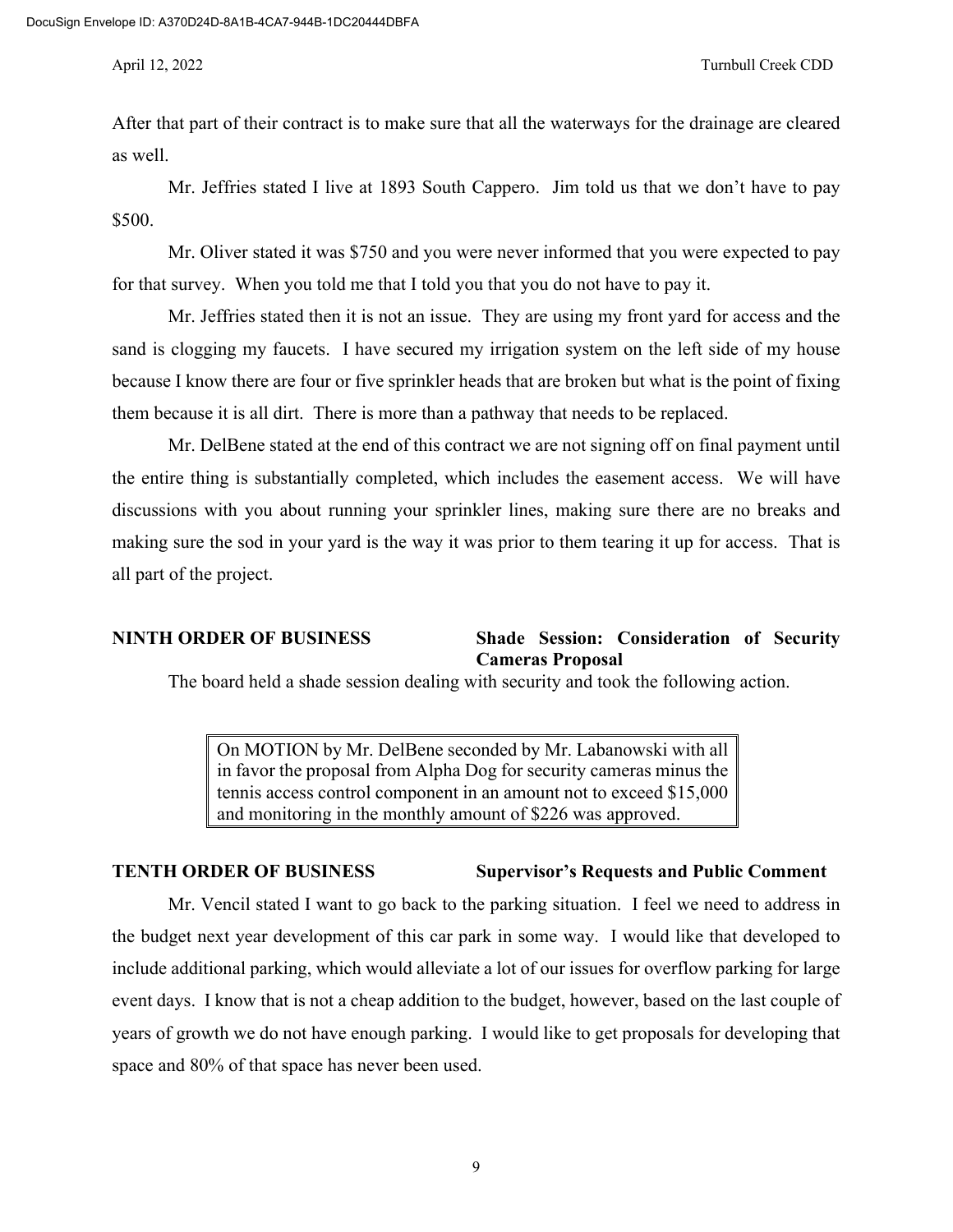After that part of their contract is to make sure that all the waterways for the drainage are cleared as well.

Mr. Jeffries stated I live at 1893 South Cappero. Jim told us that we don't have to pay $500.

Mr. Oliver stated it was $750 and you were never informed that you were expected to pay for that survey. When you told me that I told you that you do not have to pay it.

Mr. Jeffries stated then it is not an issue. They are using my front yard for access and the sand is clogging my faucets. I have secured my irrigation system on the left side of my house because I know there are four or five sprinkler heads that are broken but what is the point of fixing them because it is all dirt. There is more than a pathway that needs to be replaced.

Mr. DelBene stated at the end of this contract we are not signing off on final payment until the entire thing is substantially completed, which includes the easement access. We will have discussions with you about running your sprinkler lines, making sure there are no breaks and making sure the sod in your yard is the way it was prior to them tearing it up for access. That is all part of the project.

## NINTH ORDER OF BUSINESS — Shade Session: Consideration of Security Cameras Proposal

The board held a shade session dealing with security and took the following action.

> On MOTION by Mr. DelBene seconded by Mr. Labanowski with all in favor the proposal from Alpha Dog for security cameras minus the tennis access control component in an amount not to exceed $15,000 and monitoring in the monthly amount of $226 was approved.

## TENTH ORDER OF BUSINESS — Supervisor's Requests and Public Comment

Mr. Vencil stated I want to go back to the parking situation. I feel we need to address in the budget next year development of this car park in some way. I would like that developed to include additional parking, which would alleviate a lot of our issues for overflow parking for large event days. I know that is not a cheap addition to the budget, however, based on the last couple of years of growth we do not have enough parking. I would like to get proposals for developing that space and 80% of that space has never been used.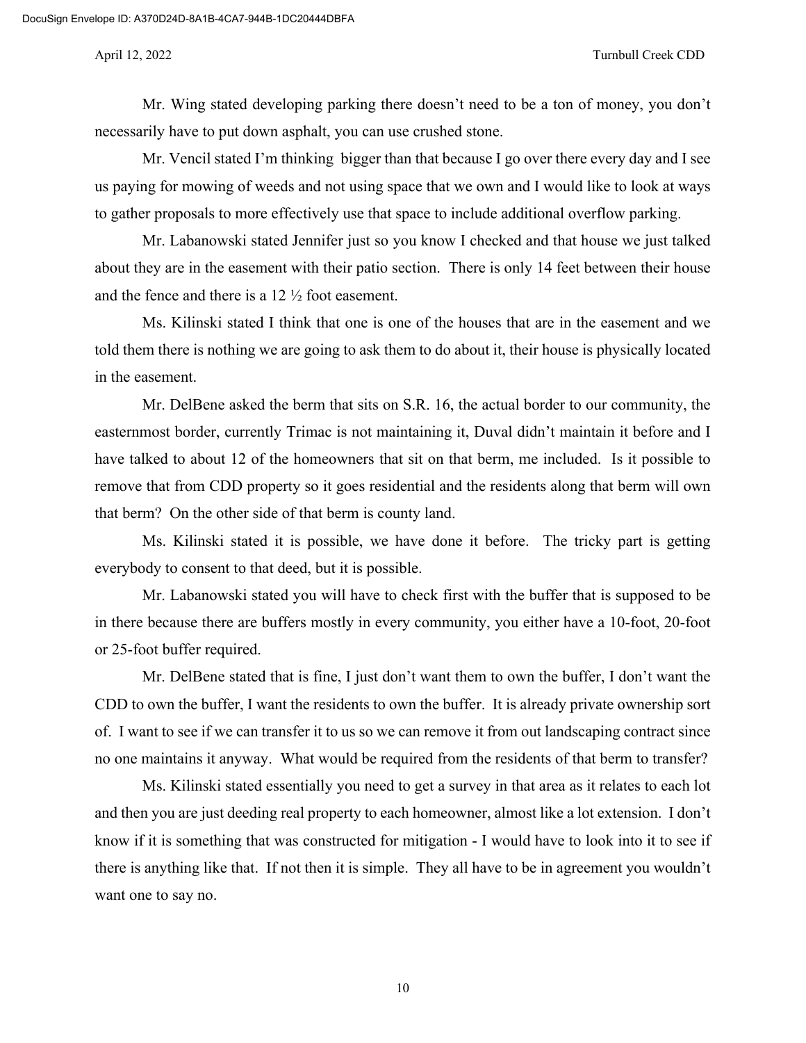Mr. Wing stated developing parking there doesn't need to be a ton of money, you don't necessarily have to put down asphalt, you can use crushed stone.

Mr. Vencil stated I'm thinking bigger than that because I go over there every day and I see us paying for mowing of weeds and not using space that we own and I would like to look at ways to gather proposals to more effectively use that space to include additional overflow parking.

Mr. Labanowski stated Jennifer just so you know I checked and that house we just talked about they are in the easement with their patio section. There is only 14 feet between their house and the fence and there is a 12 ½ foot easement.

Ms. Kilinski stated I think that one is one of the houses that are in the easement and we told them there is nothing we are going to ask them to do about it, their house is physically located in the easement.

Mr. DelBene asked the berm that sits on S.R. 16, the actual border to our community, the easternmost border, currently Trimac is not maintaining it, Duval didn't maintain it before and I have talked to about 12 of the homeowners that sit on that berm, me included. Is it possible to remove that from CDD property so it goes residential and the residents along that berm will own that berm? On the other side of that berm is county land.

Ms. Kilinski stated it is possible, we have done it before. The tricky part is getting everybody to consent to that deed, but it is possible.

Mr. Labanowski stated you will have to check first with the buffer that is supposed to be in there because there are buffers mostly in every community, you either have a 10-foot, 20-foot or 25-foot buffer required.

Mr. DelBene stated that is fine, I just don't want them to own the buffer, I don't want the CDD to own the buffer, I want the residents to own the buffer. It is already private ownership sort of. I want to see if we can transfer it to us so we can remove it from out landscaping contract since no one maintains it anyway. What would be required from the residents of that berm to transfer?

Ms. Kilinski stated essentially you need to get a survey in that area as it relates to each lot and then you are just deeding real property to each homeowner, almost like a lot extension. I don't know if it is something that was constructed for mitigation - I would have to look into it to see if there is anything like that. If not then it is simple. They all have to be in agreement you wouldn't want one to say no.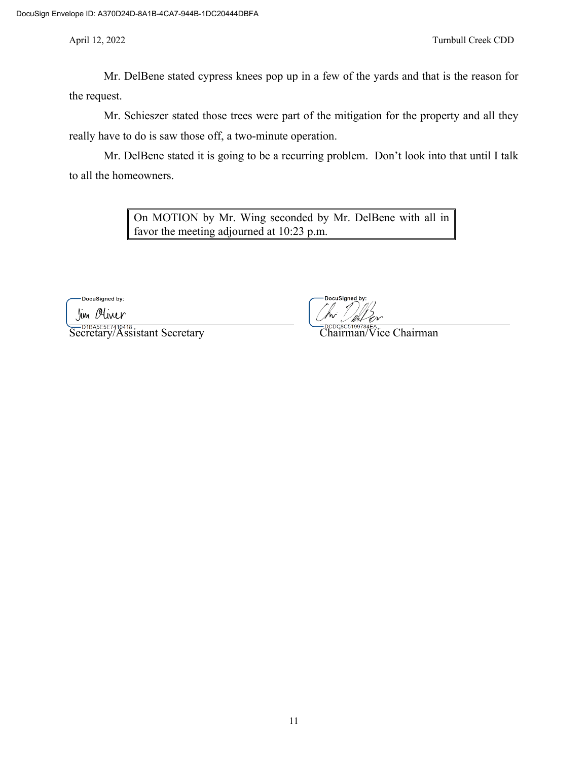Mr. DelBene stated cypress knees pop up in a few of the yards and that is the reason for the request.

Mr. Schieszer stated those trees were part of the mitigation for the property and all they really have to do is saw those off, a two-minute operation.

Mr. DelBene stated it is going to be a recurring problem. Don't look into that until I talk to all the homeowners.

| |
|---|
| On MOTION by Mr. Wing seconded by Mr. DelBene with all in favor the meeting adjourned at 10:23 p.m. |

DocuSigned by: Jim Oliver
D1BA5E5E741A418

Secretary/Assistant Secretary

DocuSigned by:
DCDC8C5199784F8

Chairman/Vice Chairman